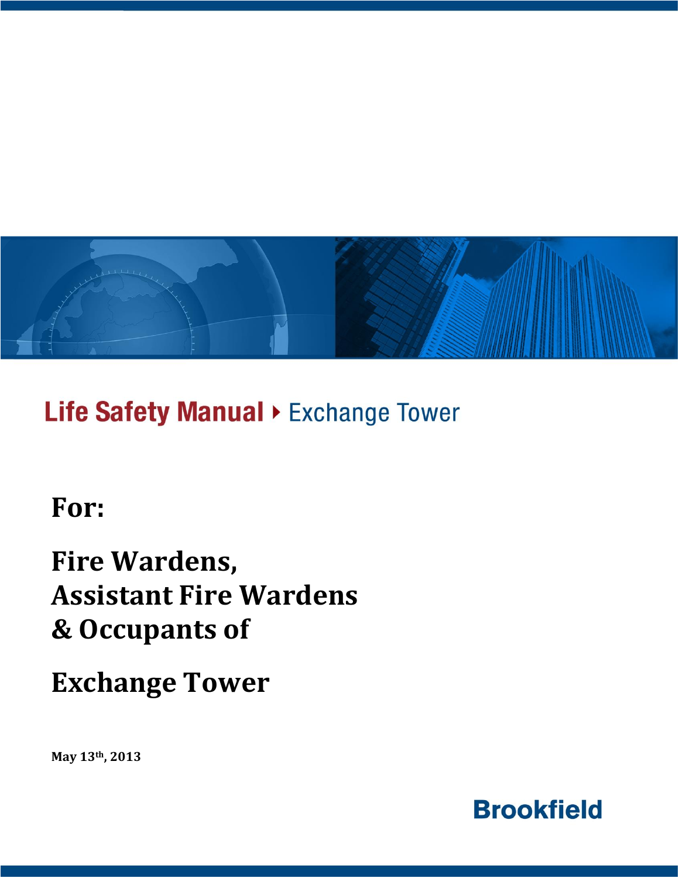# Life Safety Manual ▸ Exchange Tower

## For:

## Fire Wardens, Assistant Fire Wardens & Occupants of

## Exchange Tower

**May 13th, 2013**

**Brookfield**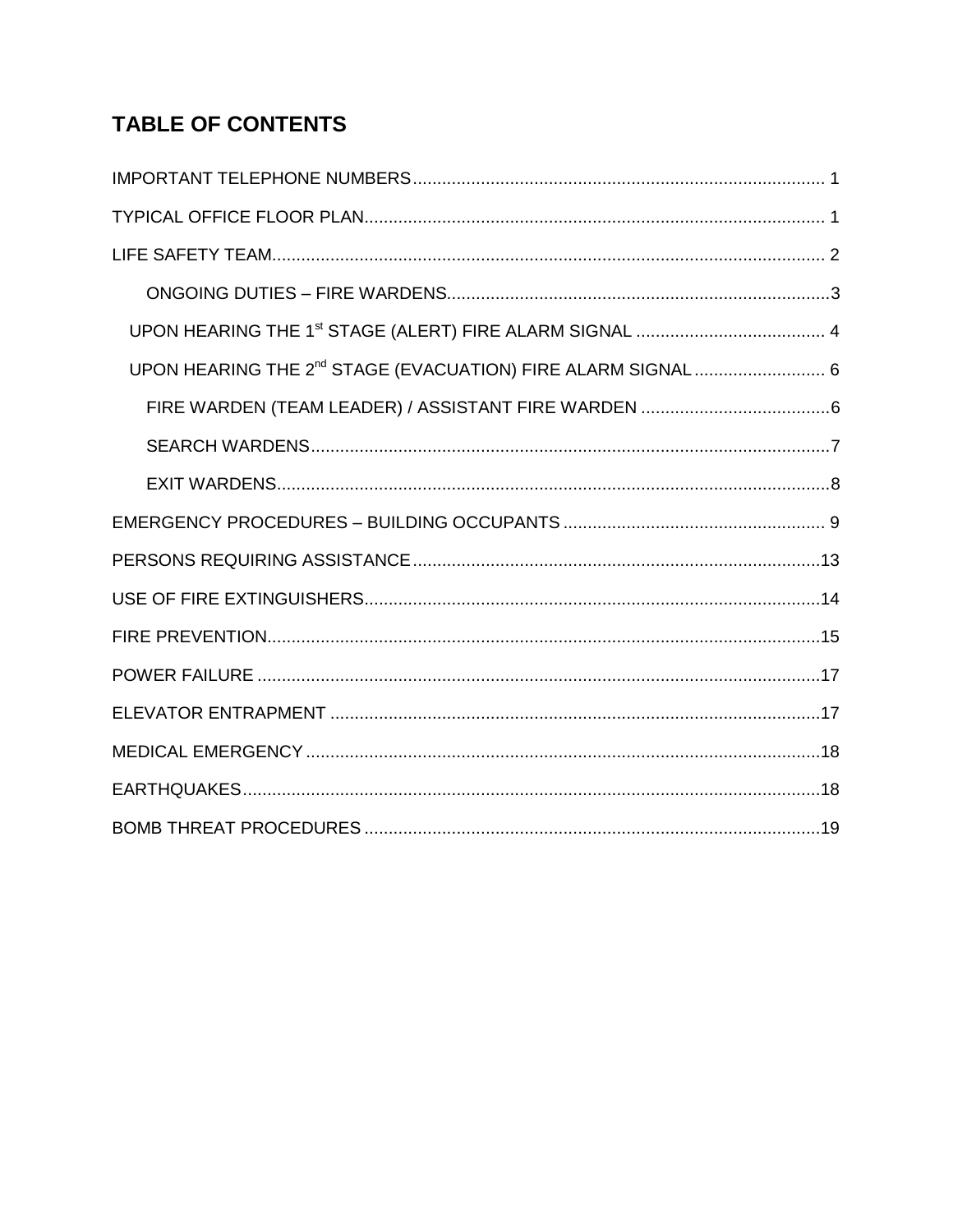# TABLE OF CONTENTS

IMPORTANT TELEPHONE NUMBERS .................................................... 1

TYPICAL OFFICE FLOOR PLAN .................................................... 1

LIFE SAFETY TEAM .................................................... 2

- ONGOING DUTIES – FIRE WARDENS .................................................... 3

UPON HEARING THE 1st STAGE (ALERT) FIRE ALARM SIGNAL .................................................... 4

UPON HEARING THE 2nd STAGE (EVACUATION) FIRE ALARM SIGNAL .................................................... 6

- FIRE WARDEN (TEAM LEADER) / ASSISTANT FIRE WARDEN .................................................... 6
- SEARCH WARDENS .................................................... 7
- EXIT WARDENS .................................................... 8

EMERGENCY PROCEDURES – BUILDING OCCUPANTS .................................................... 9

PERSONS REQUIRING ASSISTANCE .................................................... 13

USE OF FIRE EXTINGUISHERS .................................................... 14

FIRE PREVENTION .................................................... 15

POWER FAILURE .................................................... 17

ELEVATOR ENTRAPMENT .................................................... 17

MEDICAL EMERGENCY .................................................... 18

EARTHQUAKES .................................................... 18

BOMB THREAT PROCEDURES .................................................... 19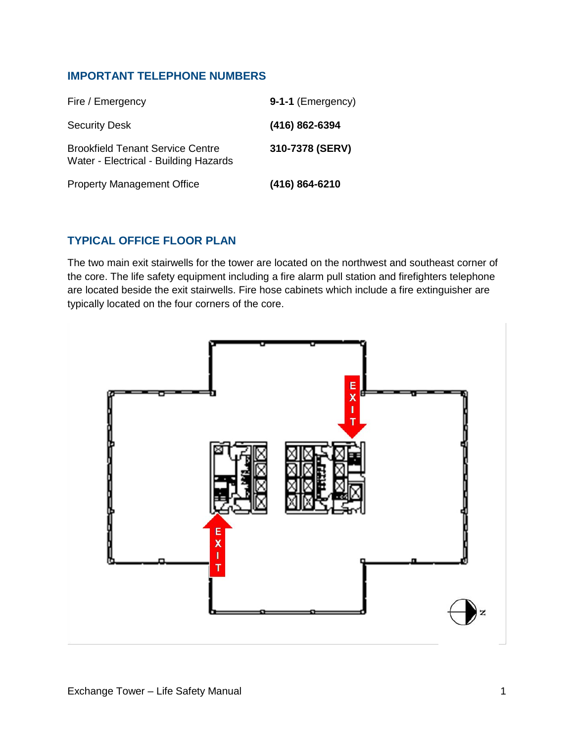## IMPORTANT TELEPHONE NUMBERS

| | |
|---|---|
| Fire / Emergency | **9-1-1** (Emergency) |
| Security Desk | **(416) 862-6394** |
| Brookfield Tenant Service Centre<br>Water - Electrical - Building Hazards | **310-7378 (SERV)** |
| Property Management Office | **(416) 864-6210** |

## TYPICAL OFFICE FLOOR PLAN

The two main exit stairwells for the tower are located on the northwest and southeast corner of the core. The life safety equipment including a fire alarm pull station and firefighters telephone are located beside the exit stairwells. Fire hose cabinets which include a fire extinguisher are typically located on the four corners of the core.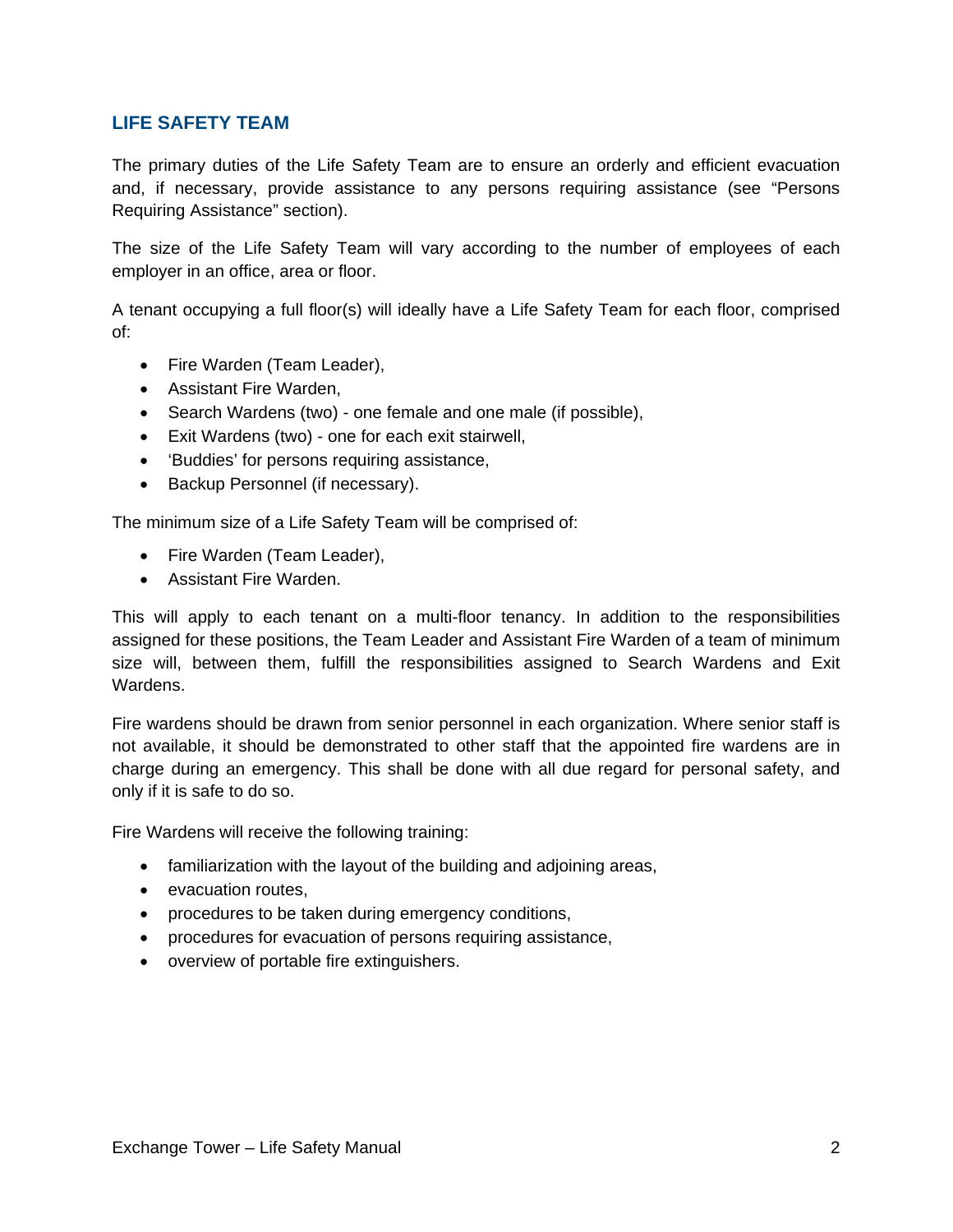## LIFE SAFETY TEAM

The primary duties of the Life Safety Team are to ensure an orderly and efficient evacuation and, if necessary, provide assistance to any persons requiring assistance (see "Persons Requiring Assistance" section).

The size of the Life Safety Team will vary according to the number of employees of each employer in an office, area or floor.

A tenant occupying a full floor(s) will ideally have a Life Safety Team for each floor, comprised of:

- Fire Warden (Team Leader),
- Assistant Fire Warden,
- Search Wardens (two) - one female and one male (if possible),
- Exit Wardens (two) - one for each exit stairwell,
- 'Buddies' for persons requiring assistance,
- Backup Personnel (if necessary).

The minimum size of a Life Safety Team will be comprised of:

- Fire Warden (Team Leader),
- Assistant Fire Warden.

This will apply to each tenant on a multi-floor tenancy. In addition to the responsibilities assigned for these positions, the Team Leader and Assistant Fire Warden of a team of minimum size will, between them, fulfill the responsibilities assigned to Search Wardens and Exit Wardens.

Fire wardens should be drawn from senior personnel in each organization. Where senior staff is not available, it should be demonstrated to other staff that the appointed fire wardens are in charge during an emergency. This shall be done with all due regard for personal safety, and only if it is safe to do so.

Fire Wardens will receive the following training:

- familiarization with the layout of the building and adjoining areas,
- evacuation routes,
- procedures to be taken during emergency conditions,
- procedures for evacuation of persons requiring assistance,
- overview of portable fire extinguishers.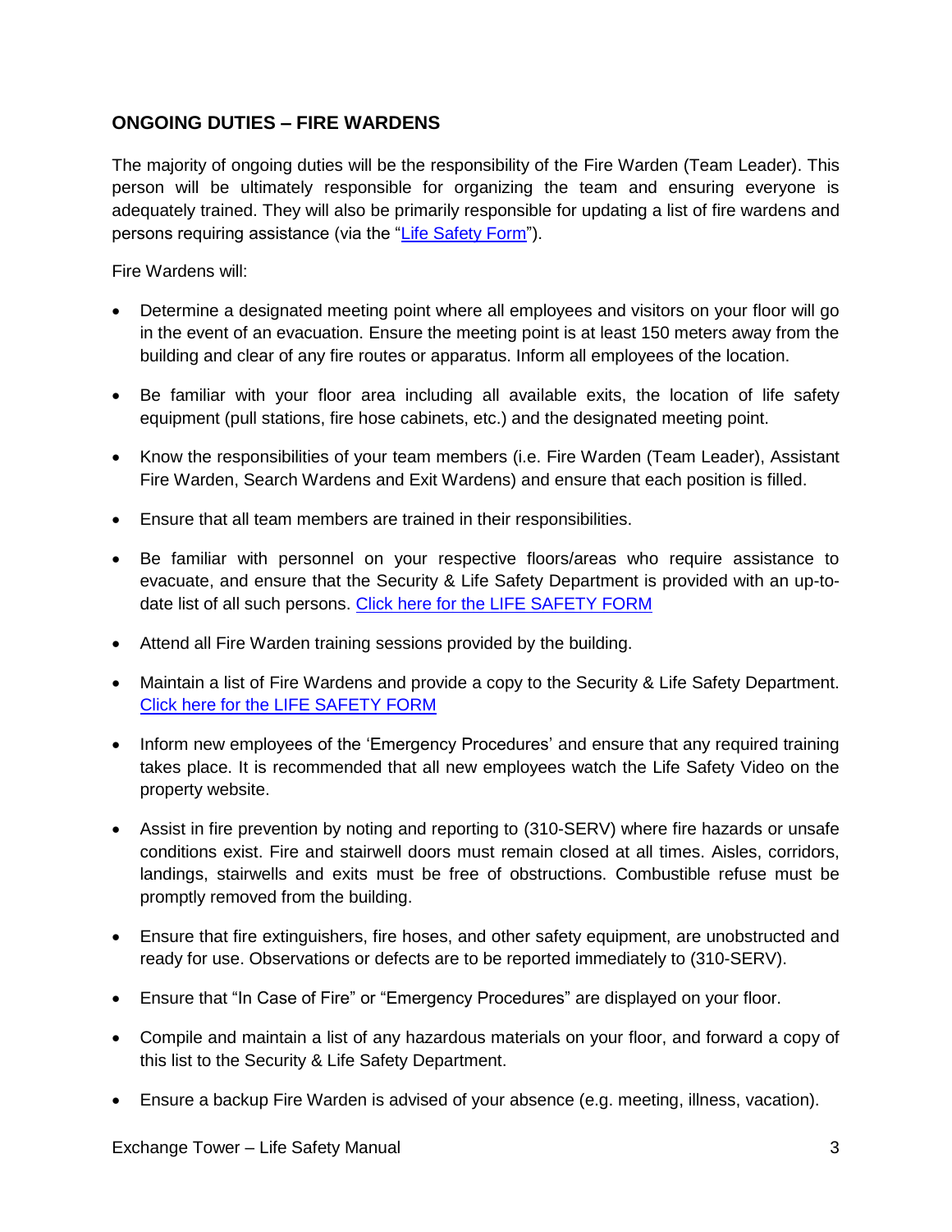## ONGOING DUTIES – FIRE WARDENS

The majority of ongoing duties will be the responsibility of the Fire Warden (Team Leader). This person will be ultimately responsible for organizing the team and ensuring everyone is adequately trained. They will also be primarily responsible for updating a list of fire wardens and persons requiring assistance (via the "Life Safety Form").

Fire Wardens will:

- Determine a designated meeting point where all employees and visitors on your floor will go in the event of an evacuation. Ensure the meeting point is at least 150 meters away from the building and clear of any fire routes or apparatus. Inform all employees of the location.
- Be familiar with your floor area including all available exits, the location of life safety equipment (pull stations, fire hose cabinets, etc.) and the designated meeting point.
- Know the responsibilities of your team members (i.e. Fire Warden (Team Leader), Assistant Fire Warden, Search Wardens and Exit Wardens) and ensure that each position is filled.
- Ensure that all team members are trained in their responsibilities.
- Be familiar with personnel on your respective floors/areas who require assistance to evacuate, and ensure that the Security & Life Safety Department is provided with an up-to-date list of all such persons. Click here for the LIFE SAFETY FORM
- Attend all Fire Warden training sessions provided by the building.
- Maintain a list of Fire Wardens and provide a copy to the Security & Life Safety Department. Click here for the LIFE SAFETY FORM
- Inform new employees of the 'Emergency Procedures' and ensure that any required training takes place. It is recommended that all new employees watch the Life Safety Video on the property website.
- Assist in fire prevention by noting and reporting to (310-SERV) where fire hazards or unsafe conditions exist. Fire and stairwell doors must remain closed at all times. Aisles, corridors, landings, stairwells and exits must be free of obstructions. Combustible refuse must be promptly removed from the building.
- Ensure that fire extinguishers, fire hoses, and other safety equipment, are unobstructed and ready for use. Observations or defects are to be reported immediately to (310-SERV).
- Ensure that "In Case of Fire" or "Emergency Procedures" are displayed on your floor.
- Compile and maintain a list of any hazardous materials on your floor, and forward a copy of this list to the Security & Life Safety Department.
- Ensure a backup Fire Warden is advised of your absence (e.g. meeting, illness, vacation).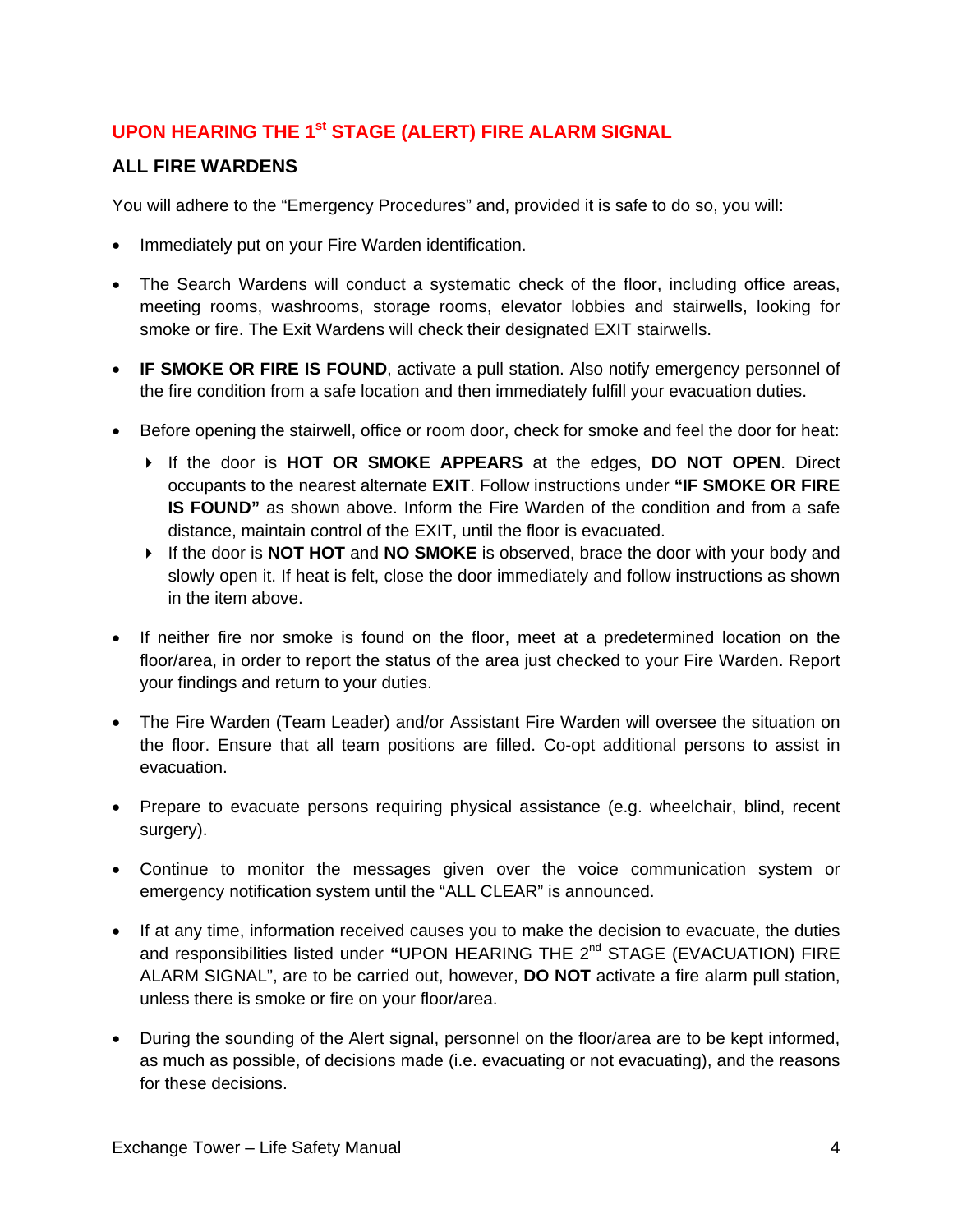## UPON HEARING THE 1st STAGE (ALERT) FIRE ALARM SIGNAL

### ALL FIRE WARDENS

You will adhere to the "Emergency Procedures" and, provided it is safe to do so, you will:

- Immediately put on your Fire Warden identification.
- The Search Wardens will conduct a systematic check of the floor, including office areas, meeting rooms, washrooms, storage rooms, elevator lobbies and stairwells, looking for smoke or fire. The Exit Wardens will check their designated EXIT stairwells.
- **IF SMOKE OR FIRE IS FOUND**, activate a pull station. Also notify emergency personnel of the fire condition from a safe location and then immediately fulfill your evacuation duties.
- Before opening the stairwell, office or room door, check for smoke and feel the door for heat:
  - If the door is **HOT OR SMOKE APPEARS** at the edges, **DO NOT OPEN**. Direct occupants to the nearest alternate **EXIT**. Follow instructions under **"IF SMOKE OR FIRE IS FOUND"** as shown above. Inform the Fire Warden of the condition and from a safe distance, maintain control of the EXIT, until the floor is evacuated.
  - If the door is **NOT HOT** and **NO SMOKE** is observed, brace the door with your body and slowly open it. If heat is felt, close the door immediately and follow instructions as shown in the item above.
- If neither fire nor smoke is found on the floor, meet at a predetermined location on the floor/area, in order to report the status of the area just checked to your Fire Warden. Report your findings and return to your duties.
- The Fire Warden (Team Leader) and/or Assistant Fire Warden will oversee the situation on the floor. Ensure that all team positions are filled. Co-opt additional persons to assist in evacuation.
- Prepare to evacuate persons requiring physical assistance (e.g. wheelchair, blind, recent surgery).
- Continue to monitor the messages given over the voice communication system or emergency notification system until the "ALL CLEAR" is announced.
- If at any time, information received causes you to make the decision to evacuate, the duties and responsibilities listed under **"**UPON HEARING THE 2nd STAGE (EVACUATION) FIRE ALARM SIGNAL", are to be carried out, however, **DO NOT** activate a fire alarm pull station, unless there is smoke or fire on your floor/area.
- During the sounding of the Alert signal, personnel on the floor/area are to be kept informed, as much as possible, of decisions made (i.e. evacuating or not evacuating), and the reasons for these decisions.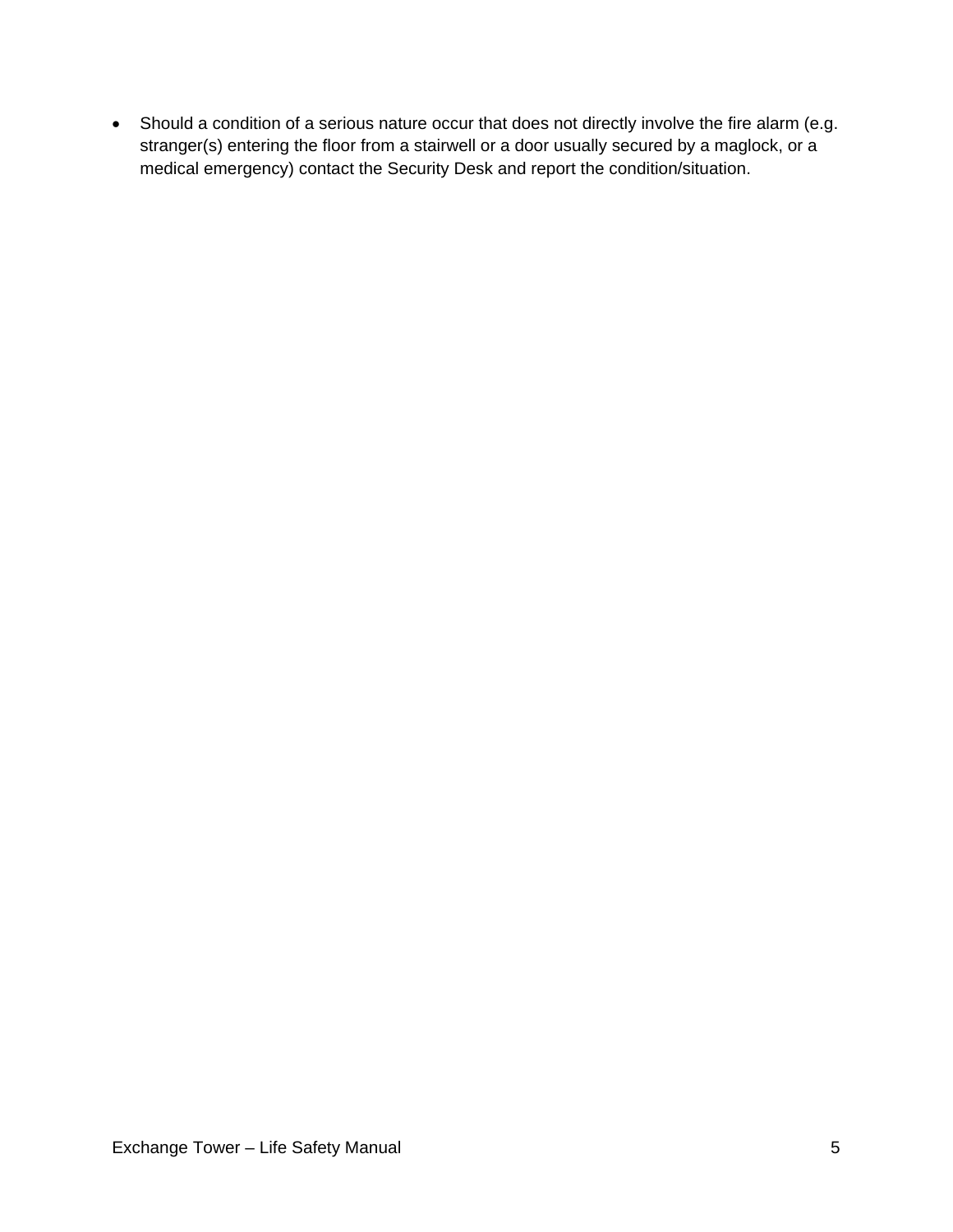- Should a condition of a serious nature occur that does not directly involve the fire alarm (e.g. stranger(s) entering the floor from a stairwell or a door usually secured by a maglock, or a medical emergency) contact the Security Desk and report the condition/situation.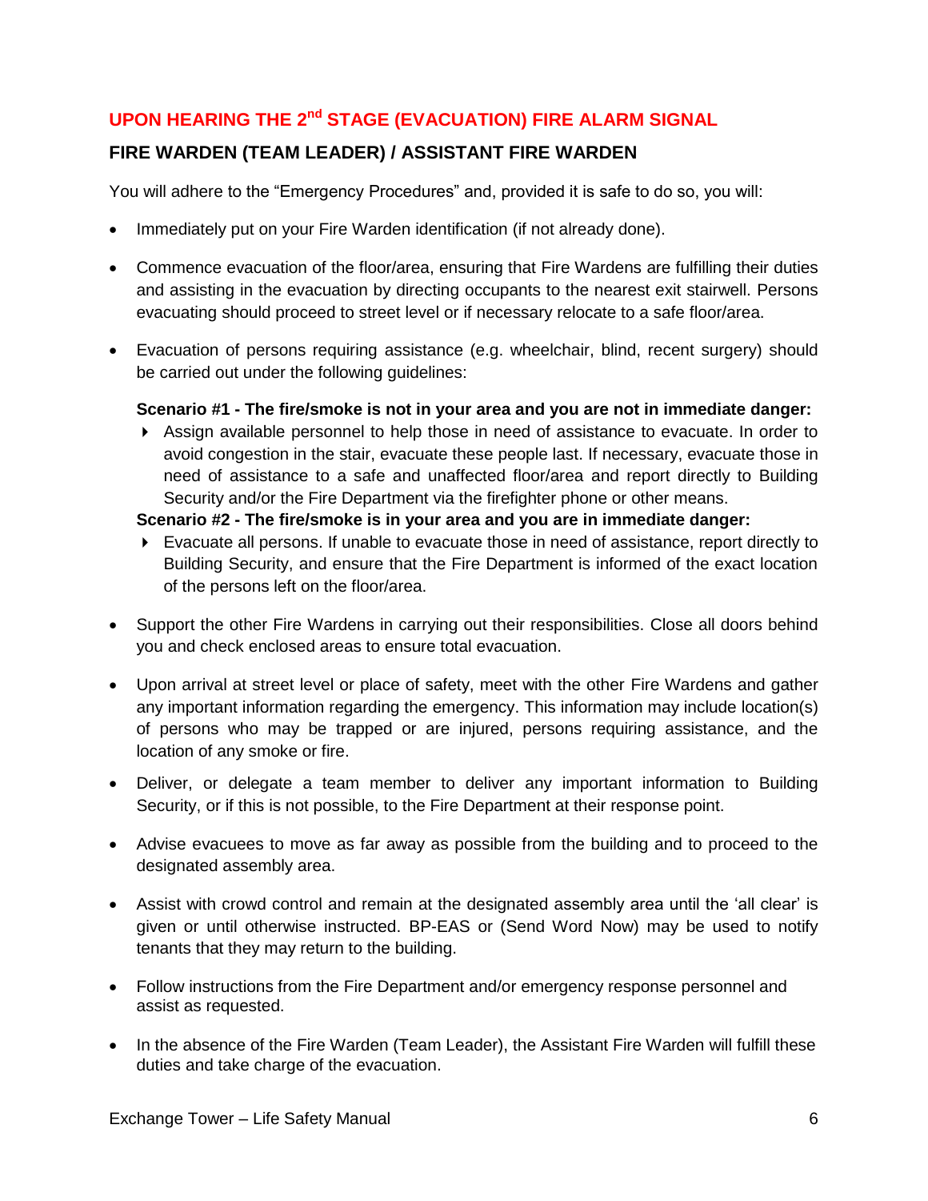## UPON HEARING THE 2nd STAGE (EVACUATION) FIRE ALARM SIGNAL

### FIRE WARDEN (TEAM LEADER) / ASSISTANT FIRE WARDEN

You will adhere to the "Emergency Procedures" and, provided it is safe to do so, you will:

- Immediately put on your Fire Warden identification (if not already done).
- Commence evacuation of the floor/area, ensuring that Fire Wardens are fulfilling their duties and assisting in the evacuation by directing occupants to the nearest exit stairwell. Persons evacuating should proceed to street level or if necessary relocate to a safe floor/area.
- Evacuation of persons requiring assistance (e.g. wheelchair, blind, recent surgery) should be carried out under the following guidelines:

  **Scenario #1 - The fire/smoke is not in your area and you are not in immediate danger:**
  - Assign available personnel to help those in need of assistance to evacuate. In order to avoid congestion in the stair, evacuate these people last. If necessary, evacuate those in need of assistance to a safe and unaffected floor/area and report directly to Building Security and/or the Fire Department via the firefighter phone or other means.

  **Scenario #2 - The fire/smoke is in your area and you are in immediate danger:**
  - Evacuate all persons. If unable to evacuate those in need of assistance, report directly to Building Security, and ensure that the Fire Department is informed of the exact location of the persons left on the floor/area.

- Support the other Fire Wardens in carrying out their responsibilities. Close all doors behind you and check enclosed areas to ensure total evacuation.
- Upon arrival at street level or place of safety, meet with the other Fire Wardens and gather any important information regarding the emergency. This information may include location(s) of persons who may be trapped or are injured, persons requiring assistance, and the location of any smoke or fire.
- Deliver, or delegate a team member to deliver any important information to Building Security, or if this is not possible, to the Fire Department at their response point.
- Advise evacuees to move as far away as possible from the building and to proceed to the designated assembly area.
- Assist with crowd control and remain at the designated assembly area until the 'all clear' is given or until otherwise instructed. BP-EAS or (Send Word Now) may be used to notify tenants that they may return to the building.
- Follow instructions from the Fire Department and/or emergency response personnel and assist as requested.
- In the absence of the Fire Warden (Team Leader), the Assistant Fire Warden will fulfill these duties and take charge of the evacuation.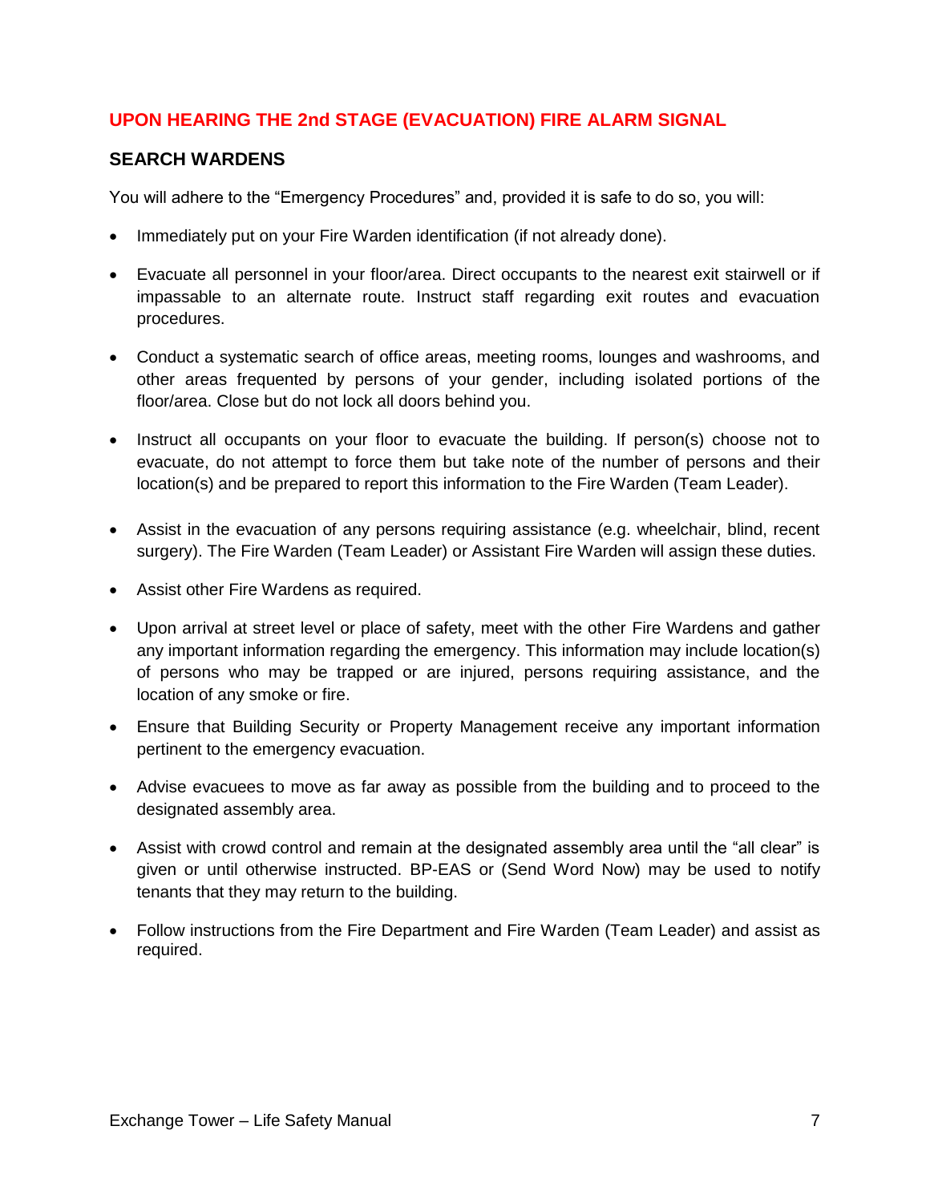## UPON HEARING THE 2nd STAGE (EVACUATION) FIRE ALARM SIGNAL

### SEARCH WARDENS

You will adhere to the "Emergency Procedures" and, provided it is safe to do so, you will:

- Immediately put on your Fire Warden identification (if not already done).
- Evacuate all personnel in your floor/area. Direct occupants to the nearest exit stairwell or if impassable to an alternate route. Instruct staff regarding exit routes and evacuation procedures.
- Conduct a systematic search of office areas, meeting rooms, lounges and washrooms, and other areas frequented by persons of your gender, including isolated portions of the floor/area. Close but do not lock all doors behind you.
- Instruct all occupants on your floor to evacuate the building. If person(s) choose not to evacuate, do not attempt to force them but take note of the number of persons and their location(s) and be prepared to report this information to the Fire Warden (Team Leader).
- Assist in the evacuation of any persons requiring assistance (e.g. wheelchair, blind, recent surgery). The Fire Warden (Team Leader) or Assistant Fire Warden will assign these duties.
- Assist other Fire Wardens as required.
- Upon arrival at street level or place of safety, meet with the other Fire Wardens and gather any important information regarding the emergency. This information may include location(s) of persons who may be trapped or are injured, persons requiring assistance, and the location of any smoke or fire.
- Ensure that Building Security or Property Management receive any important information pertinent to the emergency evacuation.
- Advise evacuees to move as far away as possible from the building and to proceed to the designated assembly area.
- Assist with crowd control and remain at the designated assembly area until the "all clear" is given or until otherwise instructed. BP-EAS or (Send Word Now) may be used to notify tenants that they may return to the building.
- Follow instructions from the Fire Department and Fire Warden (Team Leader) and assist as required.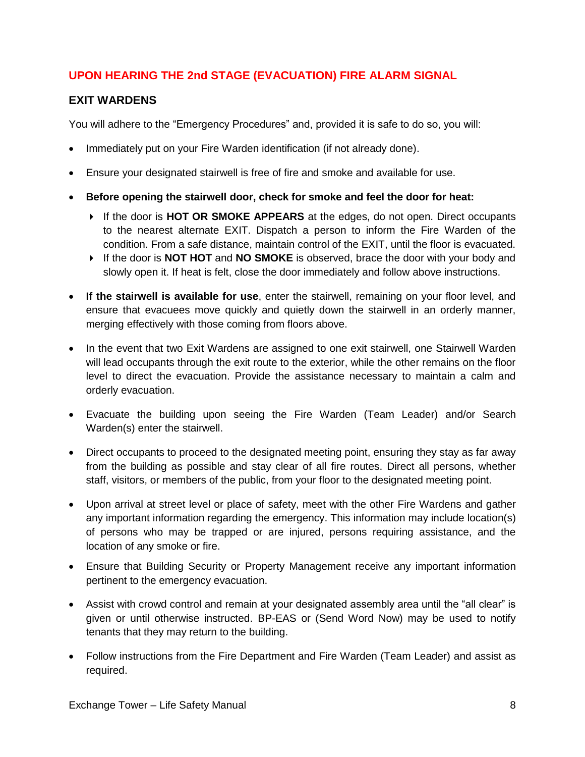## UPON HEARING THE 2nd STAGE (EVACUATION) FIRE ALARM SIGNAL

### EXIT WARDENS

You will adhere to the "Emergency Procedures" and, provided it is safe to do so, you will:

- Immediately put on your Fire Warden identification (if not already done).
- Ensure your designated stairwell is free of fire and smoke and available for use.
- **Before opening the stairwell door, check for smoke and feel the door for heat:**
  - If the door is **HOT OR SMOKE APPEARS** at the edges, do not open. Direct occupants to the nearest alternate EXIT. Dispatch a person to inform the Fire Warden of the condition. From a safe distance, maintain control of the EXIT, until the floor is evacuated.
  - If the door is **NOT HOT** and **NO SMOKE** is observed, brace the door with your body and slowly open it. If heat is felt, close the door immediately and follow above instructions.
- **If the stairwell is available for use**, enter the stairwell, remaining on your floor level, and ensure that evacuees move quickly and quietly down the stairwell in an orderly manner, merging effectively with those coming from floors above.
- In the event that two Exit Wardens are assigned to one exit stairwell, one Stairwell Warden will lead occupants through the exit route to the exterior, while the other remains on the floor level to direct the evacuation. Provide the assistance necessary to maintain a calm and orderly evacuation.
- Evacuate the building upon seeing the Fire Warden (Team Leader) and/or Search Warden(s) enter the stairwell.
- Direct occupants to proceed to the designated meeting point, ensuring they stay as far away from the building as possible and stay clear of all fire routes. Direct all persons, whether staff, visitors, or members of the public, from your floor to the designated meeting point.
- Upon arrival at street level or place of safety, meet with the other Fire Wardens and gather any important information regarding the emergency. This information may include location(s) of persons who may be trapped or are injured, persons requiring assistance, and the location of any smoke or fire.
- Ensure that Building Security or Property Management receive any important information pertinent to the emergency evacuation.
- Assist with crowd control and remain at your designated assembly area until the "all clear" is given or until otherwise instructed. BP-EAS or (Send Word Now) may be used to notify tenants that they may return to the building.
- Follow instructions from the Fire Department and Fire Warden (Team Leader) and assist as required.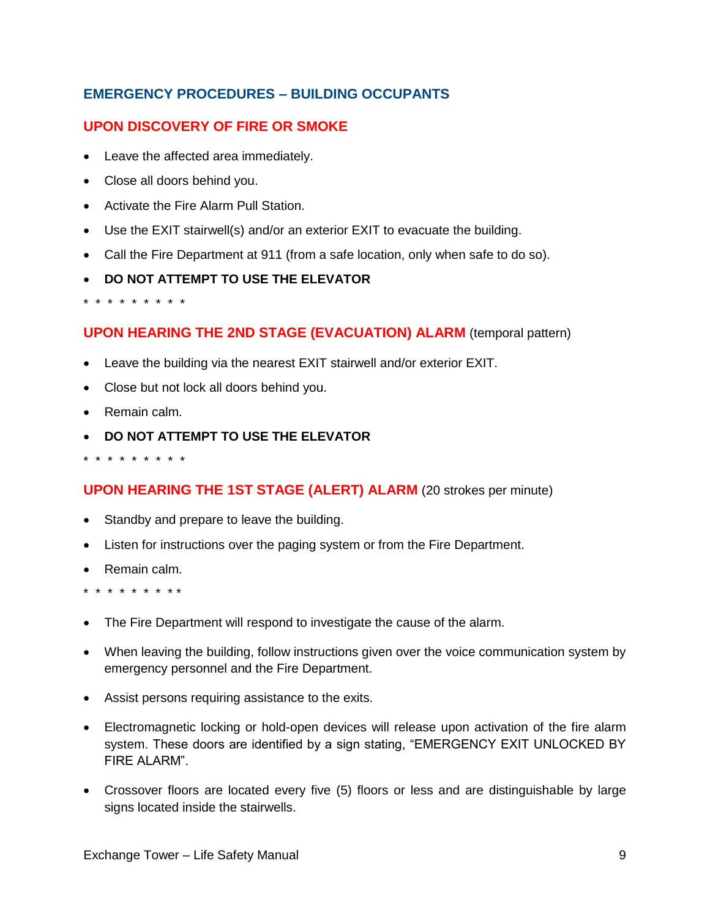## EMERGENCY PROCEDURES – BUILDING OCCUPANTS

### UPON DISCOVERY OF FIRE OR SMOKE

- Leave the affected area immediately.
- Close all doors behind you.
- Activate the Fire Alarm Pull Station.
- Use the EXIT stairwell(s) and/or an exterior EXIT to evacuate the building.
- Call the Fire Department at 911 (from a safe location, only when safe to do so).
- **DO NOT ATTEMPT TO USE THE ELEVATOR**

\* \* \* \* \* \* \* \* \*

### UPON HEARING THE 2ND STAGE (EVACUATION) ALARM (temporal pattern)

- Leave the building via the nearest EXIT stairwell and/or exterior EXIT.
- Close but not lock all doors behind you.
- Remain calm.
- **DO NOT ATTEMPT TO USE THE ELEVATOR**

\* \* \* \* \* \* \* \* \*

### UPON HEARING THE 1ST STAGE (ALERT) ALARM (20 strokes per minute)

- Standby and prepare to leave the building.
- Listen for instructions over the paging system or from the Fire Department.
- Remain calm.

\* \* \* \* \* \* \* \* \*

- The Fire Department will respond to investigate the cause of the alarm.
- When leaving the building, follow instructions given over the voice communication system by emergency personnel and the Fire Department.
- Assist persons requiring assistance to the exits.
- Electromagnetic locking or hold-open devices will release upon activation of the fire alarm system. These doors are identified by a sign stating, "EMERGENCY EXIT UNLOCKED BY FIRE ALARM".
- Crossover floors are located every five (5) floors or less and are distinguishable by large signs located inside the stairwells.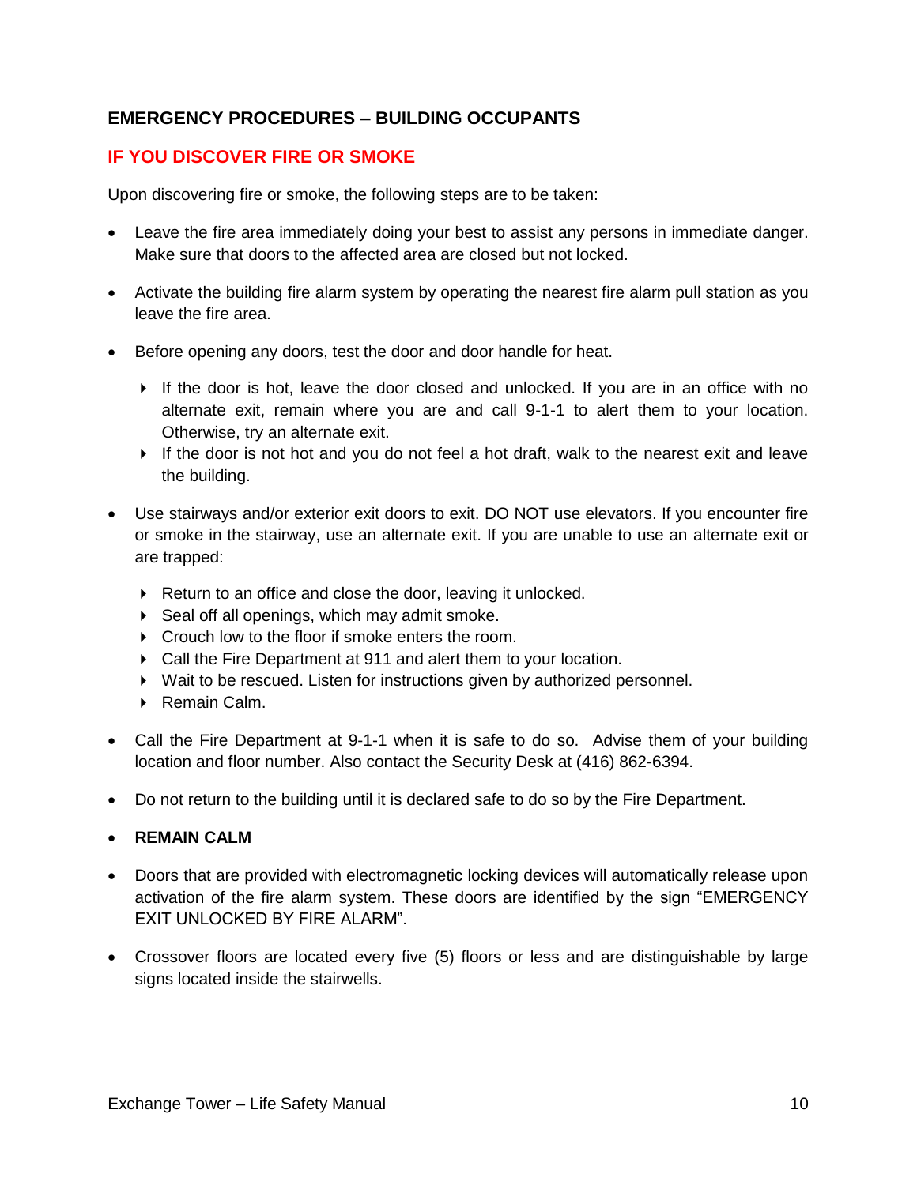## EMERGENCY PROCEDURES – BUILDING OCCUPANTS

### IF YOU DISCOVER FIRE OR SMOKE

Upon discovering fire or smoke, the following steps are to be taken:

- Leave the fire area immediately doing your best to assist any persons in immediate danger. Make sure that doors to the affected area are closed but not locked.

- Activate the building fire alarm system by operating the nearest fire alarm pull station as you leave the fire area.

- Before opening any doors, test the door and door handle for heat.
  - If the door is hot, leave the door closed and unlocked. If you are in an office with no alternate exit, remain where you are and call 9-1-1 to alert them to your location. Otherwise, try an alternate exit.
  - If the door is not hot and you do not feel a hot draft, walk to the nearest exit and leave the building.

- Use stairways and/or exterior exit doors to exit. DO NOT use elevators. If you encounter fire or smoke in the stairway, use an alternate exit. If you are unable to use an alternate exit or are trapped:
  - Return to an office and close the door, leaving it unlocked.
  - Seal off all openings, which may admit smoke.
  - Crouch low to the floor if smoke enters the room.
  - Call the Fire Department at 911 and alert them to your location.
  - Wait to be rescued. Listen for instructions given by authorized personnel.
  - Remain Calm.

- Call the Fire Department at 9-1-1 when it is safe to do so. Advise them of your building location and floor number. Also contact the Security Desk at (416) 862-6394.

- Do not return to the building until it is declared safe to do so by the Fire Department.

- **REMAIN CALM**

- Doors that are provided with electromagnetic locking devices will automatically release upon activation of the fire alarm system. These doors are identified by the sign "EMERGENCY EXIT UNLOCKED BY FIRE ALARM".

- Crossover floors are located every five (5) floors or less and are distinguishable by large signs located inside the stairwells.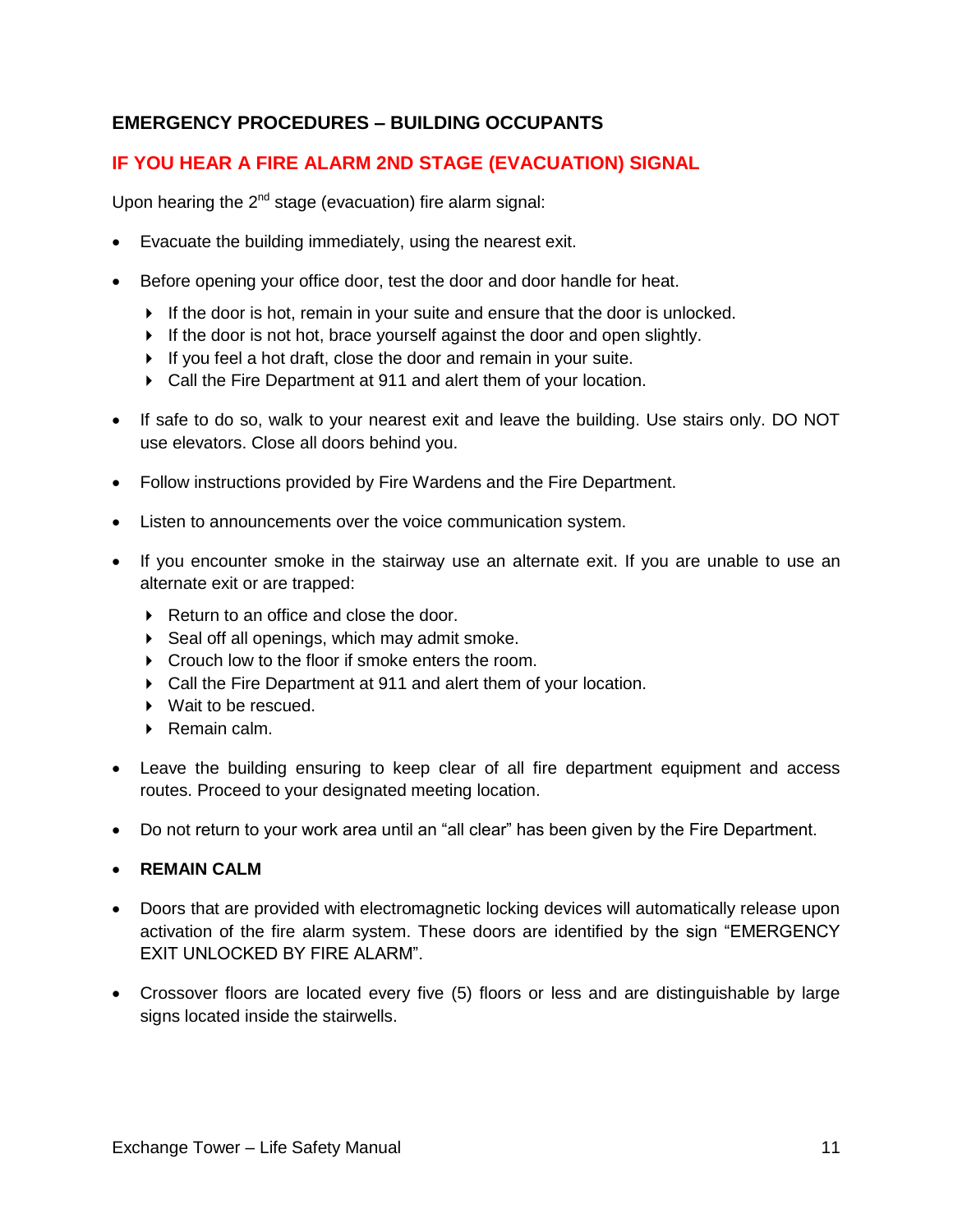## EMERGENCY PROCEDURES – BUILDING OCCUPANTS

### IF YOU HEAR A FIRE ALARM 2ND STAGE (EVACUATION) SIGNAL

Upon hearing the 2nd stage (evacuation) fire alarm signal:

- Evacuate the building immediately, using the nearest exit.
- Before opening your office door, test the door and door handle for heat.
  - If the door is hot, remain in your suite and ensure that the door is unlocked.
  - If the door is not hot, brace yourself against the door and open slightly.
  - If you feel a hot draft, close the door and remain in your suite.
  - Call the Fire Department at 911 and alert them of your location.
- If safe to do so, walk to your nearest exit and leave the building. Use stairs only. DO NOT use elevators. Close all doors behind you.
- Follow instructions provided by Fire Wardens and the Fire Department.
- Listen to announcements over the voice communication system.
- If you encounter smoke in the stairway use an alternate exit. If you are unable to use an alternate exit or are trapped:
  - Return to an office and close the door.
  - Seal off all openings, which may admit smoke.
  - Crouch low to the floor if smoke enters the room.
  - Call the Fire Department at 911 and alert them of your location.
  - Wait to be rescued.
  - Remain calm.
- Leave the building ensuring to keep clear of all fire department equipment and access routes. Proceed to your designated meeting location.
- Do not return to your work area until an "all clear" has been given by the Fire Department.
- **REMAIN CALM**
- Doors that are provided with electromagnetic locking devices will automatically release upon activation of the fire alarm system. These doors are identified by the sign "EMERGENCY EXIT UNLOCKED BY FIRE ALARM".
- Crossover floors are located every five (5) floors or less and are distinguishable by large signs located inside the stairwells.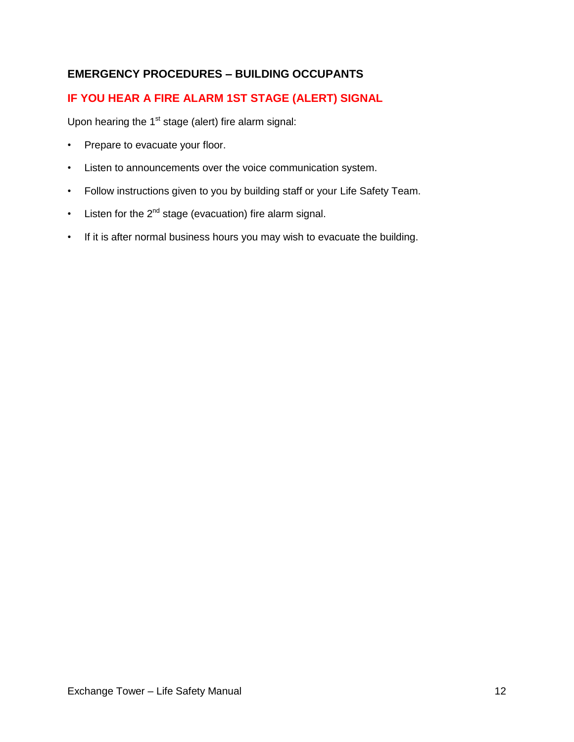## EMERGENCY PROCEDURES – BUILDING OCCUPANTS

### IF YOU HEAR A FIRE ALARM 1ST STAGE (ALERT) SIGNAL

Upon hearing the 1st stage (alert) fire alarm signal:

- Prepare to evacuate your floor.
- Listen to announcements over the voice communication system.
- Follow instructions given to you by building staff or your Life Safety Team.
- Listen for the 2nd stage (evacuation) fire alarm signal.
- If it is after normal business hours you may wish to evacuate the building.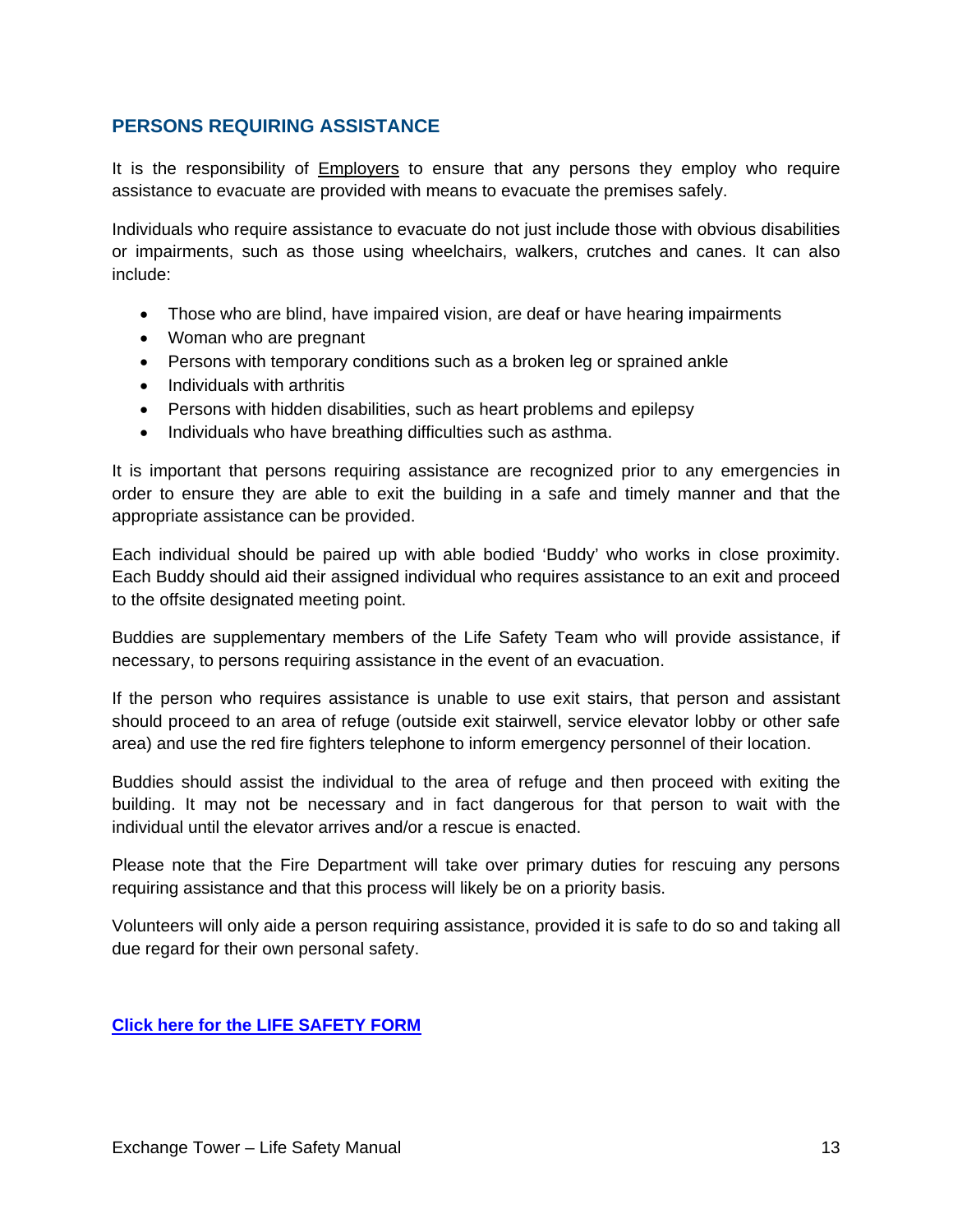## PERSONS REQUIRING ASSISTANCE

It is the responsibility of Employers to ensure that any persons they employ who require assistance to evacuate are provided with means to evacuate the premises safely.

Individuals who require assistance to evacuate do not just include those with obvious disabilities or impairments, such as those using wheelchairs, walkers, crutches and canes. It can also include:

- Those who are blind, have impaired vision, are deaf or have hearing impairments
- Woman who are pregnant
- Persons with temporary conditions such as a broken leg or sprained ankle
- Individuals with arthritis
- Persons with hidden disabilities, such as heart problems and epilepsy
- Individuals who have breathing difficulties such as asthma.

It is important that persons requiring assistance are recognized prior to any emergencies in order to ensure they are able to exit the building in a safe and timely manner and that the appropriate assistance can be provided.

Each individual should be paired up with able bodied 'Buddy' who works in close proximity. Each Buddy should aid their assigned individual who requires assistance to an exit and proceed to the offsite designated meeting point.

Buddies are supplementary members of the Life Safety Team who will provide assistance, if necessary, to persons requiring assistance in the event of an evacuation.

If the person who requires assistance is unable to use exit stairs, that person and assistant should proceed to an area of refuge (outside exit stairwell, service elevator lobby or other safe area) and use the red fire fighters telephone to inform emergency personnel of their location.

Buddies should assist the individual to the area of refuge and then proceed with exiting the building. It may not be necessary and in fact dangerous for that person to wait with the individual until the elevator arrives and/or a rescue is enacted.

Please note that the Fire Department will take over primary duties for rescuing any persons requiring assistance and that this process will likely be on a priority basis.

Volunteers will only aide a person requiring assistance, provided it is safe to do so and taking all due regard for their own personal safety.

**Click here for the LIFE SAFETY FORM**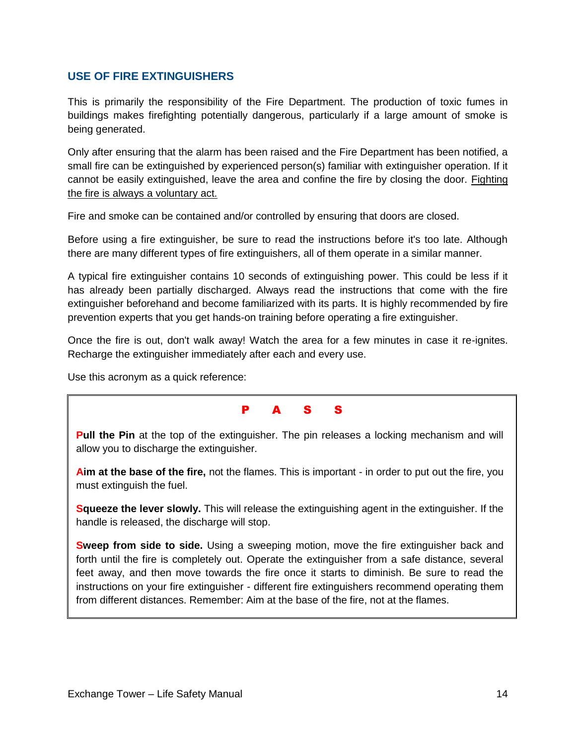## USE OF FIRE EXTINGUISHERS

This is primarily the responsibility of the Fire Department. The production of toxic fumes in buildings makes firefighting potentially dangerous, particularly if a large amount of smoke is being generated.

Only after ensuring that the alarm has been raised and the Fire Department has been notified, a small fire can be extinguished by experienced person(s) familiar with extinguisher operation. If it cannot be easily extinguished, leave the area and confine the fire by closing the door. Fighting the fire is always a voluntary act.

Fire and smoke can be contained and/or controlled by ensuring that doors are closed.

Before using a fire extinguisher, be sure to read the instructions before it's too late. Although there are many different types of fire extinguishers, all of them operate in a similar manner.

A typical fire extinguisher contains 10 seconds of extinguishing power. This could be less if it has already been partially discharged. Always read the instructions that come with the fire extinguisher beforehand and become familiarized with its parts. It is highly recommended by fire prevention experts that you get hands-on training before operating a fire extinguisher.

Once the fire is out, don't walk away! Watch the area for a few minutes in case it re-ignites. Recharge the extinguisher immediately after each and every use.

Use this acronym as a quick reference:

**P A S S**

**Pull the Pin** at the top of the extinguisher. The pin releases a locking mechanism and will allow you to discharge the extinguisher.

**Aim at the base of the fire,** not the flames. This is important - in order to put out the fire, you must extinguish the fuel.

**Squeeze the lever slowly.** This will release the extinguishing agent in the extinguisher. If the handle is released, the discharge will stop.

**Sweep from side to side.** Using a sweeping motion, move the fire extinguisher back and forth until the fire is completely out. Operate the extinguisher from a safe distance, several feet away, and then move towards the fire once it starts to diminish. Be sure to read the instructions on your fire extinguisher - different fire extinguishers recommend operating them from different distances. Remember: Aim at the base of the fire, not at the flames.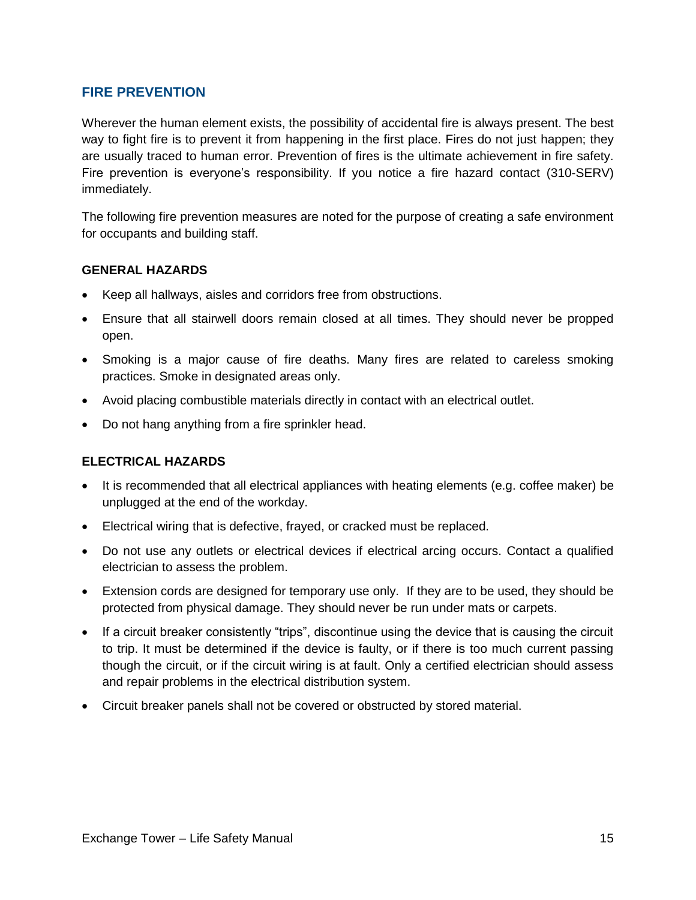## FIRE PREVENTION

Wherever the human element exists, the possibility of accidental fire is always present. The best way to fight fire is to prevent it from happening in the first place. Fires do not just happen; they are usually traced to human error. Prevention of fires is the ultimate achievement in fire safety. Fire prevention is everyone's responsibility. If you notice a fire hazard contact (310-SERV) immediately.

The following fire prevention measures are noted for the purpose of creating a safe environment for occupants and building staff.

### GENERAL HAZARDS

- Keep all hallways, aisles and corridors free from obstructions.
- Ensure that all stairwell doors remain closed at all times. They should never be propped open.
- Smoking is a major cause of fire deaths. Many fires are related to careless smoking practices. Smoke in designated areas only.
- Avoid placing combustible materials directly in contact with an electrical outlet.
- Do not hang anything from a fire sprinkler head.

### ELECTRICAL HAZARDS

- It is recommended that all electrical appliances with heating elements (e.g. coffee maker) be unplugged at the end of the workday.
- Electrical wiring that is defective, frayed, or cracked must be replaced.
- Do not use any outlets or electrical devices if electrical arcing occurs. Contact a qualified electrician to assess the problem.
- Extension cords are designed for temporary use only. If they are to be used, they should be protected from physical damage. They should never be run under mats or carpets.
- If a circuit breaker consistently "trips", discontinue using the device that is causing the circuit to trip. It must be determined if the device is faulty, or if there is too much current passing though the circuit, or if the circuit wiring is at fault. Only a certified electrician should assess and repair problems in the electrical distribution system.
- Circuit breaker panels shall not be covered or obstructed by stored material.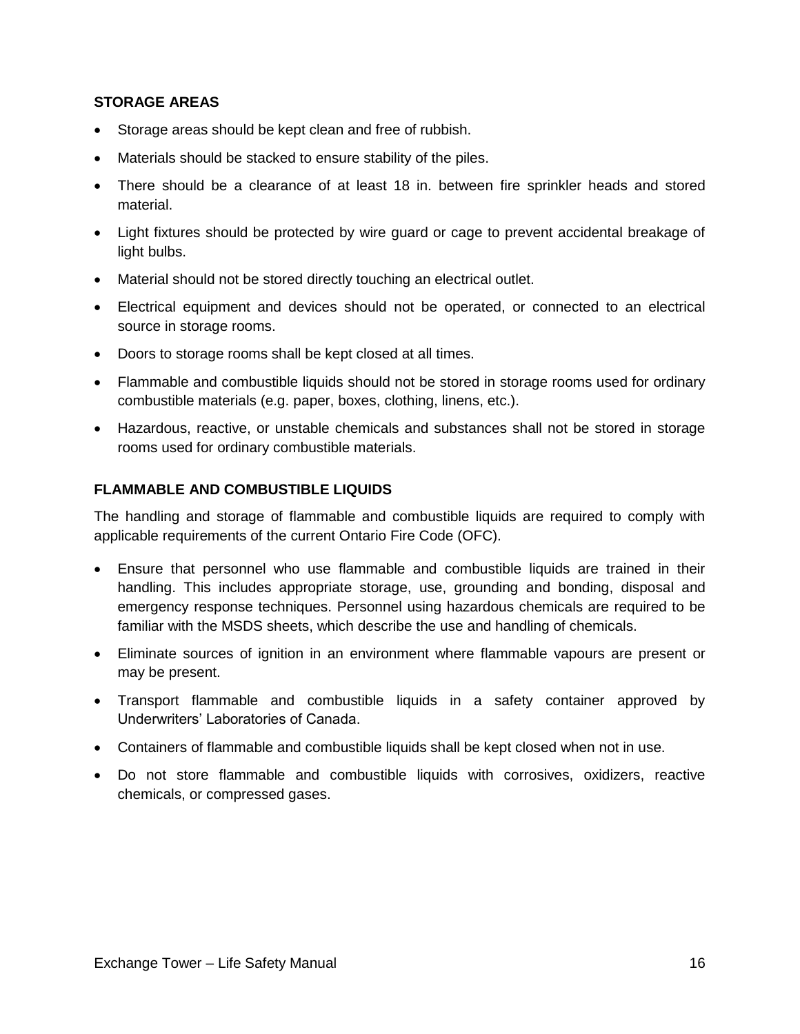### STORAGE AREAS

- Storage areas should be kept clean and free of rubbish.
- Materials should be stacked to ensure stability of the piles.
- There should be a clearance of at least 18 in. between fire sprinkler heads and stored material.
- Light fixtures should be protected by wire guard or cage to prevent accidental breakage of light bulbs.
- Material should not be stored directly touching an electrical outlet.
- Electrical equipment and devices should not be operated, or connected to an electrical source in storage rooms.
- Doors to storage rooms shall be kept closed at all times.
- Flammable and combustible liquids should not be stored in storage rooms used for ordinary combustible materials (e.g. paper, boxes, clothing, linens, etc.).
- Hazardous, reactive, or unstable chemicals and substances shall not be stored in storage rooms used for ordinary combustible materials.

### FLAMMABLE AND COMBUSTIBLE LIQUIDS

The handling and storage of flammable and combustible liquids are required to comply with applicable requirements of the current Ontario Fire Code (OFC).

- Ensure that personnel who use flammable and combustible liquids are trained in their handling. This includes appropriate storage, use, grounding and bonding, disposal and emergency response techniques. Personnel using hazardous chemicals are required to be familiar with the MSDS sheets, which describe the use and handling of chemicals.
- Eliminate sources of ignition in an environment where flammable vapours are present or may be present.
- Transport flammable and combustible liquids in a safety container approved by Underwriters' Laboratories of Canada.
- Containers of flammable and combustible liquids shall be kept closed when not in use.
- Do not store flammable and combustible liquids with corrosives, oxidizers, reactive chemicals, or compressed gases.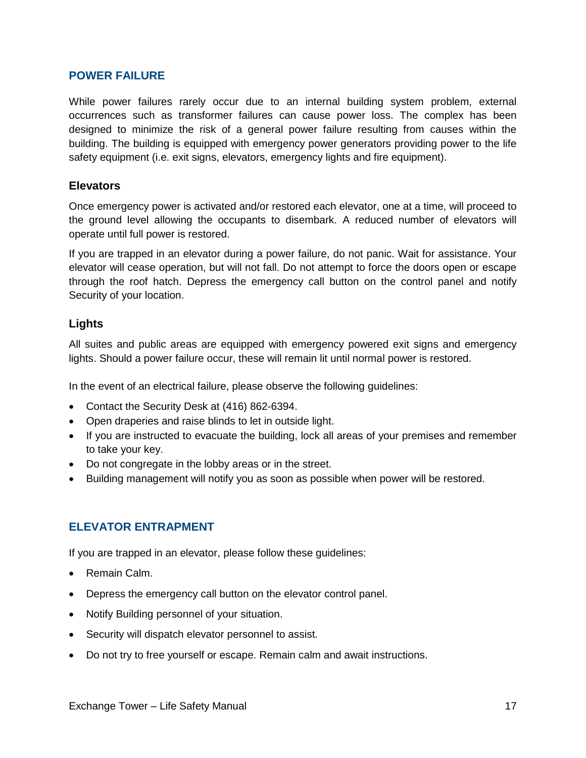## POWER FAILURE

While power failures rarely occur due to an internal building system problem, external occurrences such as transformer failures can cause power loss. The complex has been designed to minimize the risk of a general power failure resulting from causes within the building. The building is equipped with emergency power generators providing power to the life safety equipment (i.e. exit signs, elevators, emergency lights and fire equipment).

### Elevators

Once emergency power is activated and/or restored each elevator, one at a time, will proceed to the ground level allowing the occupants to disembark. A reduced number of elevators will operate until full power is restored.

If you are trapped in an elevator during a power failure, do not panic. Wait for assistance. Your elevator will cease operation, but will not fall. Do not attempt to force the doors open or escape through the roof hatch. Depress the emergency call button on the control panel and notify Security of your location.

### Lights

All suites and public areas are equipped with emergency powered exit signs and emergency lights. Should a power failure occur, these will remain lit until normal power is restored.

In the event of an electrical failure, please observe the following guidelines:

- Contact the Security Desk at (416) 862-6394.
- Open draperies and raise blinds to let in outside light.
- If you are instructed to evacuate the building, lock all areas of your premises and remember to take your key.
- Do not congregate in the lobby areas or in the street.
- Building management will notify you as soon as possible when power will be restored.

## ELEVATOR ENTRAPMENT

If you are trapped in an elevator, please follow these guidelines:

- Remain Calm.
- Depress the emergency call button on the elevator control panel.
- Notify Building personnel of your situation.
- Security will dispatch elevator personnel to assist.
- Do not try to free yourself or escape. Remain calm and await instructions.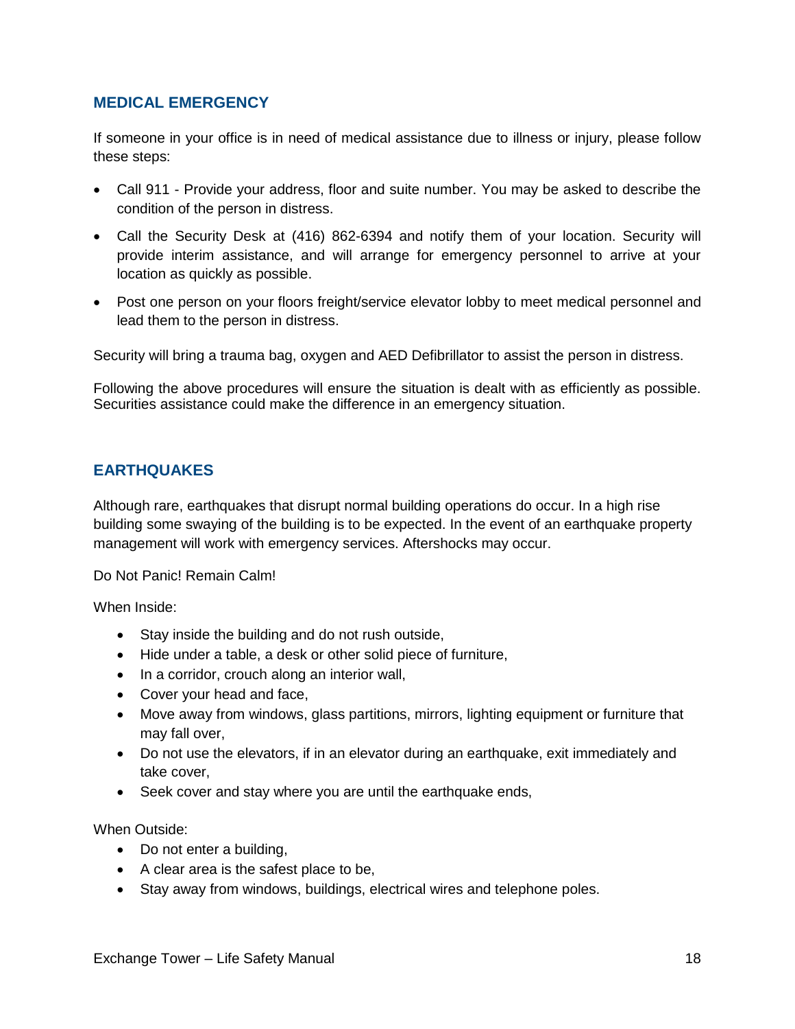## MEDICAL EMERGENCY

If someone in your office is in need of medical assistance due to illness or injury, please follow these steps:

- Call 911 - Provide your address, floor and suite number. You may be asked to describe the condition of the person in distress.
- Call the Security Desk at (416) 862-6394 and notify them of your location. Security will provide interim assistance, and will arrange for emergency personnel to arrive at your location as quickly as possible.
- Post one person on your floors freight/service elevator lobby to meet medical personnel and lead them to the person in distress.

Security will bring a trauma bag, oxygen and AED Defibrillator to assist the person in distress.

Following the above procedures will ensure the situation is dealt with as efficiently as possible. Securities assistance could make the difference in an emergency situation.

## EARTHQUAKES

Although rare, earthquakes that disrupt normal building operations do occur. In a high rise building some swaying of the building is to be expected. In the event of an earthquake property management will work with emergency services. Aftershocks may occur.

Do Not Panic! Remain Calm!

When Inside:

- Stay inside the building and do not rush outside,
- Hide under a table, a desk or other solid piece of furniture,
- In a corridor, crouch along an interior wall,
- Cover your head and face,
- Move away from windows, glass partitions, mirrors, lighting equipment or furniture that may fall over,
- Do not use the elevators, if in an elevator during an earthquake, exit immediately and take cover,
- Seek cover and stay where you are until the earthquake ends,

When Outside:

- Do not enter a building,
- A clear area is the safest place to be,
- Stay away from windows, buildings, electrical wires and telephone poles.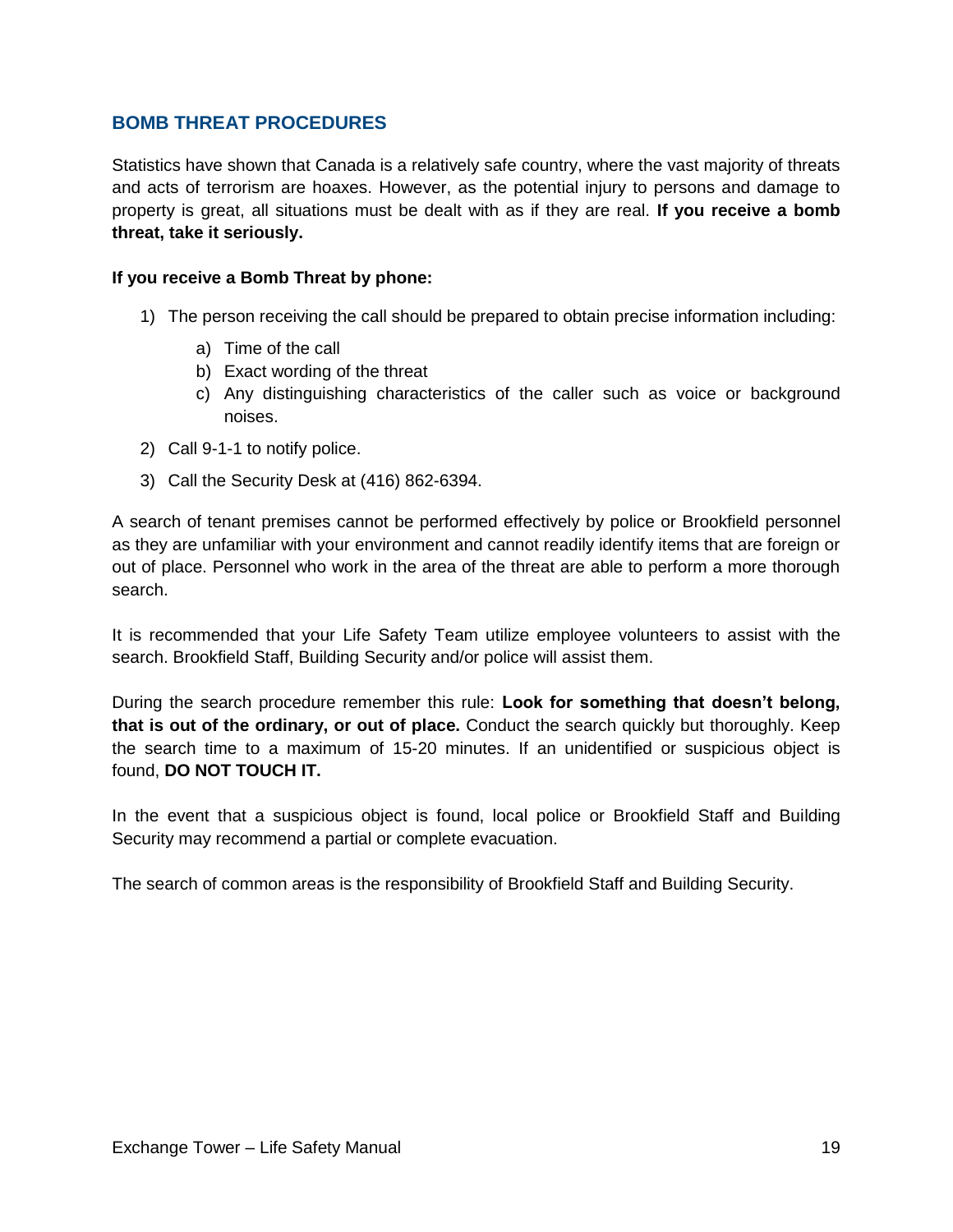## BOMB THREAT PROCEDURES

Statistics have shown that Canada is a relatively safe country, where the vast majority of threats and acts of terrorism are hoaxes. However, as the potential injury to persons and damage to property is great, all situations must be dealt with as if they are real. **If you receive a bomb threat, take it seriously.**

**If you receive a Bomb Threat by phone:**

1) The person receiving the call should be prepared to obtain precise information including:
    a) Time of the call
    b) Exact wording of the threat
    c) Any distinguishing characteristics of the caller such as voice or background noises.
2) Call 9-1-1 to notify police.
3) Call the Security Desk at (416) 862-6394.

A search of tenant premises cannot be performed effectively by police or Brookfield personnel as they are unfamiliar with your environment and cannot readily identify items that are foreign or out of place. Personnel who work in the area of the threat are able to perform a more thorough search.

It is recommended that your Life Safety Team utilize employee volunteers to assist with the search. Brookfield Staff, Building Security and/or police will assist them.

During the search procedure remember this rule: **Look for something that doesn't belong, that is out of the ordinary, or out of place.** Conduct the search quickly but thoroughly. Keep the search time to a maximum of 15-20 minutes. If an unidentified or suspicious object is found, **DO NOT TOUCH IT.**

In the event that a suspicious object is found, local police or Brookfield Staff and Building Security may recommend a partial or complete evacuation.

The search of common areas is the responsibility of Brookfield Staff and Building Security.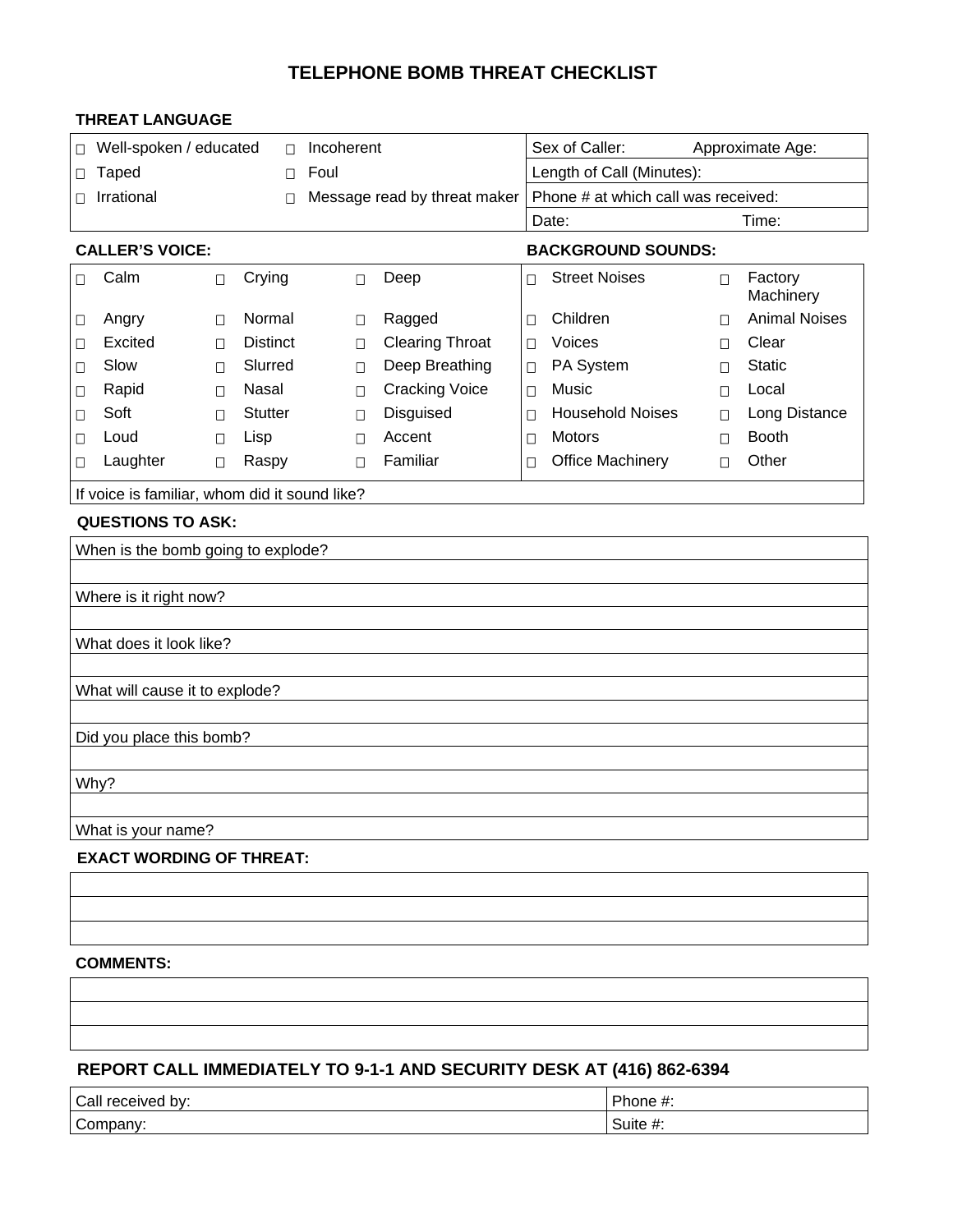# TELEPHONE BOMB THREAT CHECKLIST

**THREAT LANGUAGE**

| | | |
|---|---|---|
| ☐ Well-spoken / educated | ☐ Incoherent | Sex of Caller: Approximate Age: |
| ☐ Taped | ☐ Foul | Length of Call (Minutes): |
| ☐ Irrational | ☐ Message read by threat maker | Phone # at which call was received: |
| | | Date: Time: |

**CALLER'S VOICE:** / **BACKGROUND SOUNDS:**

| | | | | |
|---|---|---|---|---|
| ☐ Calm | ☐ Crying | ☐ Deep | ☐ Street Noises | ☐ Factory Machinery |
| ☐ Angry | ☐ Normal | ☐ Ragged | ☐ Children | ☐ Animal Noises |
| ☐ Excited | ☐ Distinct | ☐ Clearing Throat | ☐ Voices | ☐ Clear |
| ☐ Slow | ☐ Slurred | ☐ Deep Breathing | ☐ PA System | ☐ Static |
| ☐ Rapid | ☐ Nasal | ☐ Cracking Voice | ☐ Music | ☐ Local |
| ☐ Soft | ☐ Stutter | ☐ Disguised | ☐ Household Noises | ☐ Long Distance |
| ☐ Loud | ☐ Lisp | ☐ Accent | ☐ Motors | ☐ Booth |
| ☐ Laughter | ☐ Raspy | ☐ Familiar | ☐ Office Machinery | ☐ Other |

If voice is familiar, whom did it sound like?

**QUESTIONS TO ASK:**

When is the bomb going to explode?

Where is it right now?

What does it look like?

What will cause it to explode?

Did you place this bomb?

Why?

What is your name?

**EXACT WORDING OF THREAT:**

**COMMENTS:**

**REPORT CALL IMMEDIATELY TO 9-1-1 AND SECURITY DESK AT (416) 862-6394**

| | |
|---|---|
| Call received by: | Phone #: |
| Company: | Suite #: |